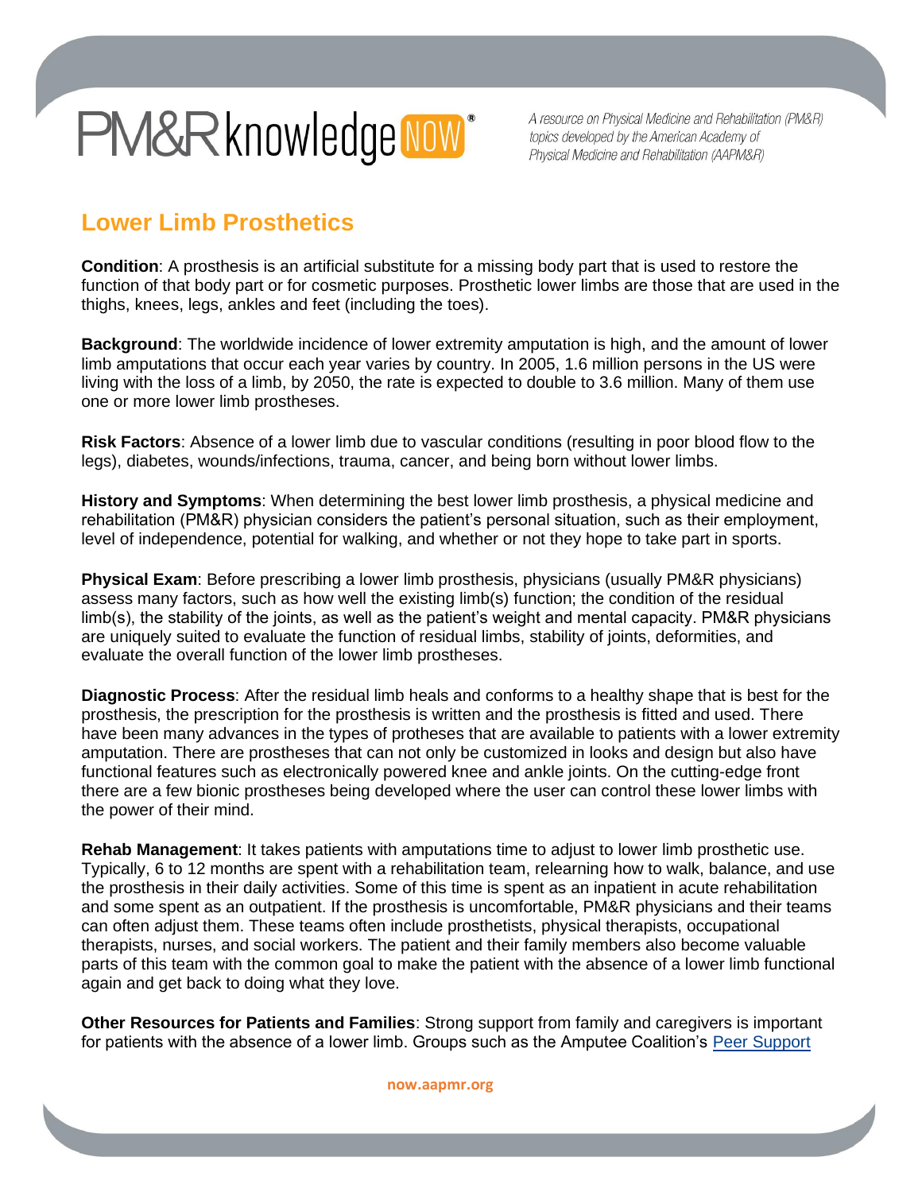PM&R knowledge NOW®

*A resource on Physical Medicine and Rehabilitation (PM&R) topics developed by the American Academy of Physical Medicine and Rehabilitation (AAPM&R)*

# Lower Limb Prosthetics

**Condition**: A prosthesis is an artificial substitute for a missing body part that is used to restore the function of that body part or for cosmetic purposes. Prosthetic lower limbs are those that are used in the thighs, knees, legs, ankles and feet (including the toes).

**Background**: The worldwide incidence of lower extremity amputation is high, and the amount of lower limb amputations that occur each year varies by country. In 2005, 1.6 million persons in the US were living with the loss of a limb, by 2050, the rate is expected to double to 3.6 million. Many of them use one or more lower limb prostheses.

**Risk Factors**: Absence of a lower limb due to vascular conditions (resulting in poor blood flow to the legs), diabetes, wounds/infections, trauma, cancer, and being born without lower limbs.

**History and Symptoms**: When determining the best lower limb prosthesis, a physical medicine and rehabilitation (PM&R) physician considers the patient's personal situation, such as their employment, level of independence, potential for walking, and whether or not they hope to take part in sports.

**Physical Exam**: Before prescribing a lower limb prosthesis, physicians (usually PM&R physicians) assess many factors, such as how well the existing limb(s) function; the condition of the residual limb(s), the stability of the joints, as well as the patient's weight and mental capacity. PM&R physicians are uniquely suited to evaluate the function of residual limbs, stability of joints, deformities, and evaluate the overall function of the lower limb prostheses.

**Diagnostic Process**: After the residual limb heals and conforms to a healthy shape that is best for the prosthesis, the prescription for the prosthesis is written and the prosthesis is fitted and used. There have been many advances in the types of protheses that are available to patients with a lower extremity amputation. There are prostheses that can not only be customized in looks and design but also have functional features such as electronically powered knee and ankle joints. On the cutting-edge front there are a few bionic prostheses being developed where the user can control these lower limbs with the power of their mind.

**Rehab Management**: It takes patients with amputations time to adjust to lower limb prosthetic use. Typically, 6 to 12 months are spent with a rehabilitation team, relearning how to walk, balance, and use the prosthesis in their daily activities. Some of this time is spent as an inpatient in acute rehabilitation and some spent as an outpatient. If the prosthesis is uncomfortable, PM&R physicians and their teams can often adjust them. These teams often include prosthetists, physical therapists, occupational therapists, nurses, and social workers. The patient and their family members also become valuable parts of this team with the common goal to make the patient with the absence of a lower limb functional again and get back to doing what they love.

**Other Resources for Patients and Families**: Strong support from family and caregivers is important for patients with the absence of a lower limb. Groups such as the Amputee Coalition's Peer Support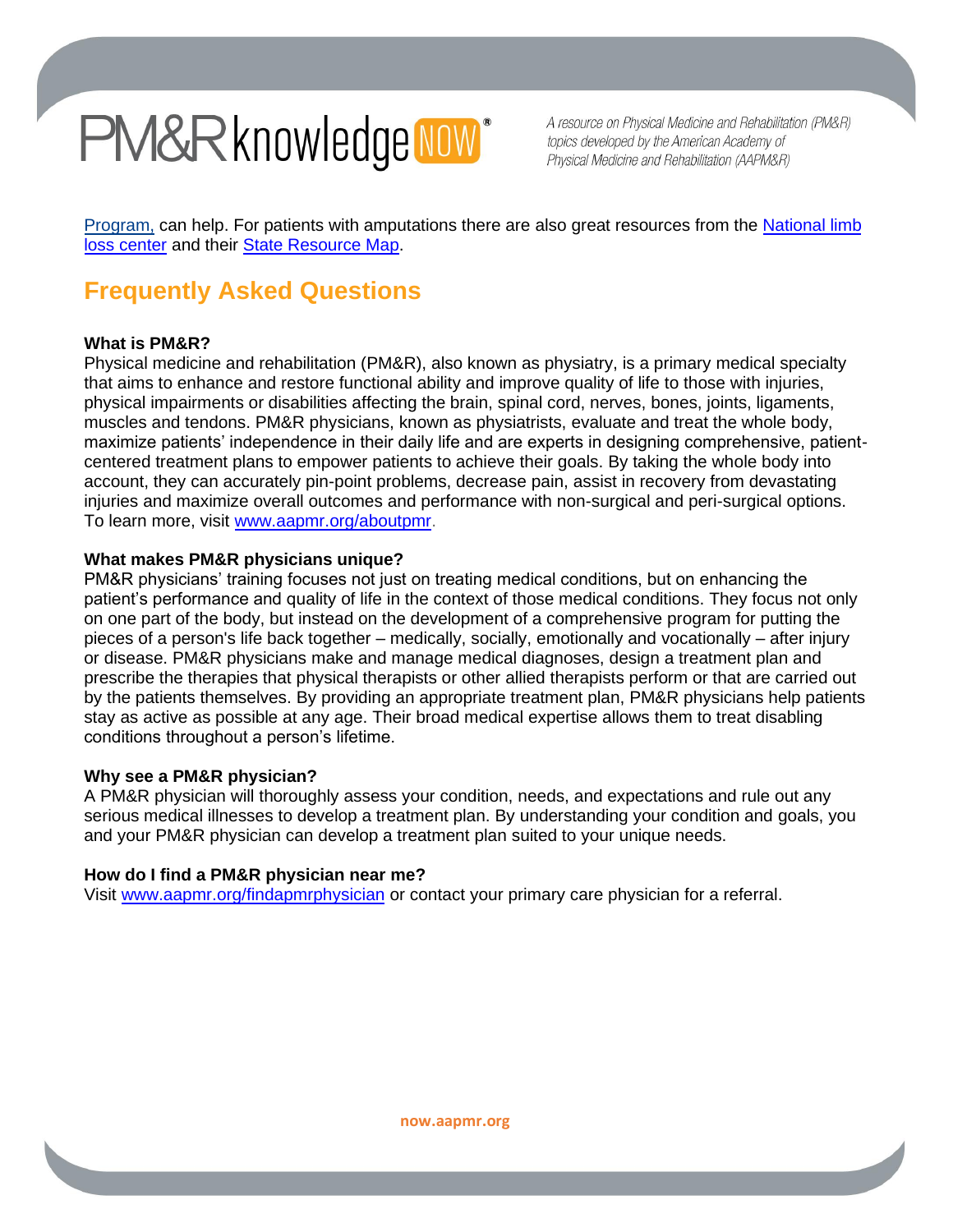Program, can help. For patients with amputations there are also great resources from the National limb loss center and their State Resource Map.

## Frequently Asked Questions

**What is PM&R?**
Physical medicine and rehabilitation (PM&R), also known as physiatry, is a primary medical specialty that aims to enhance and restore functional ability and improve quality of life to those with injuries, physical impairments or disabilities affecting the brain, spinal cord, nerves, bones, joints, ligaments, muscles and tendons. PM&R physicians, known as physiatrists, evaluate and treat the whole body, maximize patients' independence in their daily life and are experts in designing comprehensive, patient-centered treatment plans to empower patients to achieve their goals. By taking the whole body into account, they can accurately pin-point problems, decrease pain, assist in recovery from devastating injuries and maximize overall outcomes and performance with non-surgical and peri-surgical options. To learn more, visit www.aapmr.org/aboutpmr.

**What makes PM&R physicians unique?**
PM&R physicians' training focuses not just on treating medical conditions, but on enhancing the patient's performance and quality of life in the context of those medical conditions. They focus not only on one part of the body, but instead on the development of a comprehensive program for putting the pieces of a person's life back together – medically, socially, emotionally and vocationally – after injury or disease. PM&R physicians make and manage medical diagnoses, design a treatment plan and prescribe the therapies that physical therapists or other allied therapists perform or that are carried out by the patients themselves. By providing an appropriate treatment plan, PM&R physicians help patients stay as active as possible at any age. Their broad medical expertise allows them to treat disabling conditions throughout a person's lifetime.

**Why see a PM&R physician?**
A PM&R physician will thoroughly assess your condition, needs, and expectations and rule out any serious medical illnesses to develop a treatment plan. By understanding your condition and goals, you and your PM&R physician can develop a treatment plan suited to your unique needs.

**How do I find a PM&R physician near me?**
Visit www.aapmr.org/findapmrphysician or contact your primary care physician for a referral.